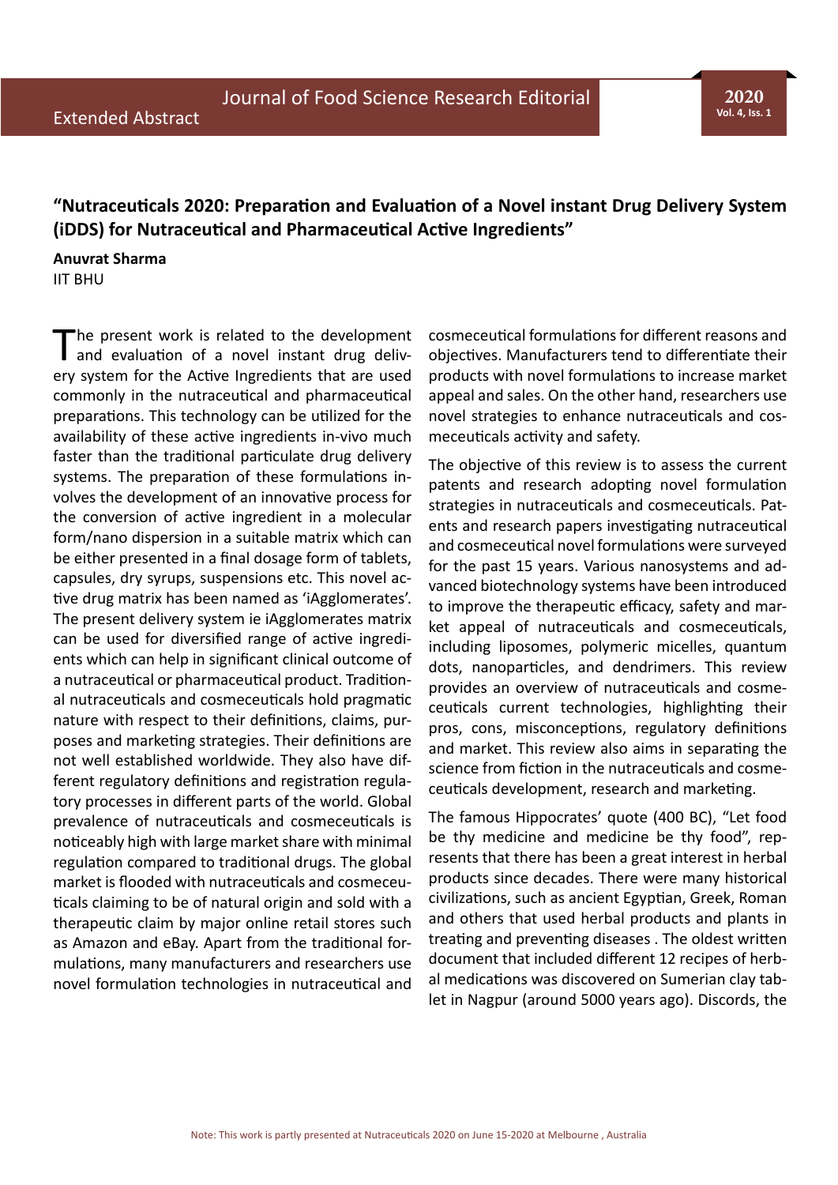# "Nutraceuticals 2020: Preparation and Evaluation of a Novel instant Drug Delivery System (iDDS) for Nutraceutical and Pharmaceutical Active Ingredients"

**Anuvrat Sharma**
IIT BHU

The present work is related to the development and evaluation of a novel instant drug delivery system for the Active Ingredients that are used commonly in the nutraceutical and pharmaceutical preparations. This technology can be utilized for the availability of these active ingredients in-vivo much faster than the traditional particulate drug delivery systems. The preparation of these formulations involves the development of an innovative process for the conversion of active ingredient in a molecular form/nano dispersion in a suitable matrix which can be either presented in a final dosage form of tablets, capsules, dry syrups, suspensions etc. This novel active drug matrix has been named as 'iAgglomerates'. The present delivery system ie iAgglomerates matrix can be used for diversified range of active ingredients which can help in significant clinical outcome of a nutraceutical or pharmaceutical product. Traditional nutraceuticals and cosmeceuticals hold pragmatic nature with respect to their definitions, claims, purposes and marketing strategies. Their definitions are not well established worldwide. They also have different regulatory definitions and registration regulatory processes in different parts of the world. Global prevalence of nutraceuticals and cosmeceuticals is noticeably high with large market share with minimal regulation compared to traditional drugs. The global market is flooded with nutraceuticals and cosmeceuticals claiming to be of natural origin and sold with a therapeutic claim by major online retail stores such as Amazon and eBay. Apart from the traditional formulations, many manufacturers and researchers use novel formulation technologies in nutraceutical and cosmeceutical formulations for different reasons and objectives. Manufacturers tend to differentiate their products with novel formulations to increase market appeal and sales. On the other hand, researchers use novel strategies to enhance nutraceuticals and cosmeceuticals activity and safety.

The objective of this review is to assess the current patents and research adopting novel formulation strategies in nutraceuticals and cosmeceuticals. Patents and research papers investigating nutraceutical and cosmeceutical novel formulations were surveyed for the past 15 years. Various nanosystems and advanced biotechnology systems have been introduced to improve the therapeutic efficacy, safety and market appeal of nutraceuticals and cosmeceuticals, including liposomes, polymeric micelles, quantum dots, nanoparticles, and dendrimers. This review provides an overview of nutraceuticals and cosmeceuticals current technologies, highlighting their pros, cons, misconceptions, regulatory definitions and market. This review also aims in separating the science from fiction in the nutraceuticals and cosmeceuticals development, research and marketing.

The famous Hippocrates' quote (400 BC), "Let food be thy medicine and medicine be thy food", represents that there has been a great interest in herbal products since decades. There were many historical civilizations, such as ancient Egyptian, Greek, Roman and others that used herbal products and plants in treating and preventing diseases . The oldest written document that included different 12 recipes of herbal medications was discovered on Sumerian clay tablet in Nagpur (around 5000 years ago). Discords, the

Note: This work is partly presented at Nutraceuticals 2020 on June 15-2020 at Melbourne , Australia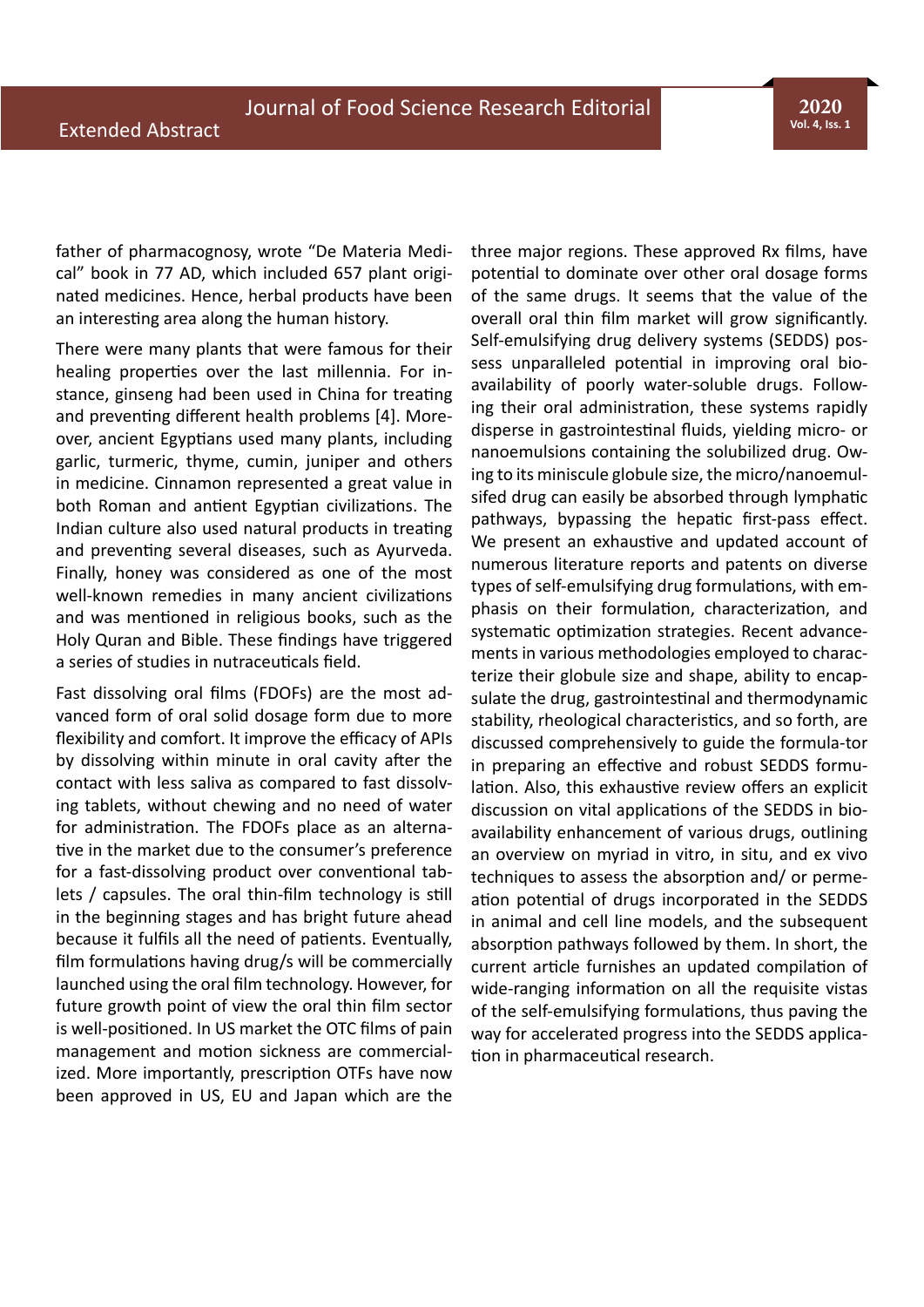father of pharmacognosy, wrote "De Materia Medical" book in 77 AD, which included 657 plant originated medicines. Hence, herbal products have been an interesting area along the human history.

There were many plants that were famous for their healing properties over the last millennia. For instance, ginseng had been used in China for treating and preventing different health problems [4]. Moreover, ancient Egyptians used many plants, including garlic, turmeric, thyme, cumin, juniper and others in medicine. Cinnamon represented a great value in both Roman and antient Egyptian civilizations. The Indian culture also used natural products in treating and preventing several diseases, such as Ayurveda. Finally, honey was considered as one of the most well-known remedies in many ancient civilizations and was mentioned in religious books, such as the Holy Quran and Bible. These findings have triggered a series of studies in nutraceuticals field.

Fast dissolving oral films (FDOFs) are the most advanced form of oral solid dosage form due to more flexibility and comfort. It improve the efficacy of APIs by dissolving within minute in oral cavity after the contact with less saliva as compared to fast dissolving tablets, without chewing and no need of water for administration. The FDOFs place as an alternative in the market due to the consumer's preference for a fast-dissolving product over conventional tablets / capsules. The oral thin-film technology is still in the beginning stages and has bright future ahead because it fulfils all the need of patients. Eventually, film formulations having drug/s will be commercially launched using the oral film technology. However, for future growth point of view the oral thin film sector is well-positioned. In US market the OTC films of pain management and motion sickness are commercialized. More importantly, prescription OTFs have now been approved in US, EU and Japan which are the three major regions. These approved Rx films, have potential to dominate over other oral dosage forms of the same drugs. It seems that the value of the overall oral thin film market will grow significantly. Self-emulsifying drug delivery systems (SEDDS) possess unparalleled potential in improving oral bioavailability of poorly water-soluble drugs. Following their oral administration, these systems rapidly disperse in gastrointestinal fluids, yielding micro- or nanoemulsions containing the solubilized drug. Owing to its miniscule globule size, the micro/nanoemulsifed drug can easily be absorbed through lymphatic pathways, bypassing the hepatic first-pass effect. We present an exhaustive and updated account of numerous literature reports and patents on diverse types of self-emulsifying drug formulations, with emphasis on their formulation, characterization, and systematic optimization strategies. Recent advancements in various methodologies employed to characterize their globule size and shape, ability to encapsulate the drug, gastrointestinal and thermodynamic stability, rheological characteristics, and so forth, are discussed comprehensively to guide the formula-tor in preparing an effective and robust SEDDS formulation. Also, this exhaustive review offers an explicit discussion on vital applications of the SEDDS in bioavailability enhancement of various drugs, outlining an overview on myriad in vitro, in situ, and ex vivo techniques to assess the absorption and/ or permeation potential of drugs incorporated in the SEDDS in animal and cell line models, and the subsequent absorption pathways followed by them. In short, the current article furnishes an updated compilation of wide-ranging information on all the requisite vistas of the self-emulsifying formulations, thus paving the way for accelerated progress into the SEDDS application in pharmaceutical research.